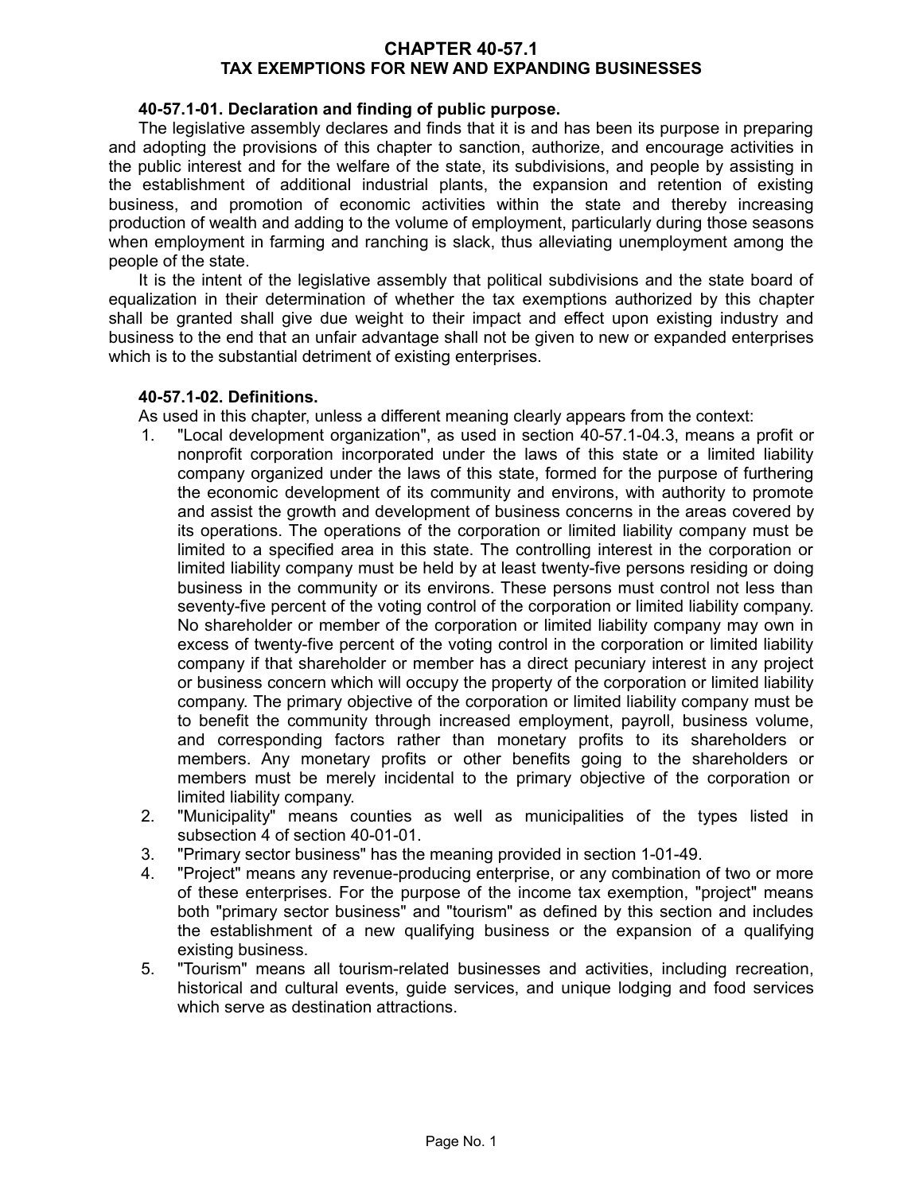# CHAPTER 40-57.1
# TAX EXEMPTIONS FOR NEW AND EXPANDING BUSINESSES

**40-57.1-01. Declaration and finding of public purpose.**

The legislative assembly declares and finds that it is and has been its purpose in preparing and adopting the provisions of this chapter to sanction, authorize, and encourage activities in the public interest and for the welfare of the state, its subdivisions, and people by assisting in the establishment of additional industrial plants, the expansion and retention of existing business, and promotion of economic activities within the state and thereby increasing production of wealth and adding to the volume of employment, particularly during those seasons when employment in farming and ranching is slack, thus alleviating unemployment among the people of the state.

It is the intent of the legislative assembly that political subdivisions and the state board of equalization in their determination of whether the tax exemptions authorized by this chapter shall be granted shall give due weight to their impact and effect upon existing industry and business to the end that an unfair advantage shall not be given to new or expanded enterprises which is to the substantial detriment of existing enterprises.

**40-57.1-02. Definitions.**

As used in this chapter, unless a different meaning clearly appears from the context:

1. "Local development organization", as used in section 40-57.1-04.3, means a profit or nonprofit corporation incorporated under the laws of this state or a limited liability company organized under the laws of this state, formed for the purpose of furthering the economic development of its community and environs, with authority to promote and assist the growth and development of business concerns in the areas covered by its operations. The operations of the corporation or limited liability company must be limited to a specified area in this state. The controlling interest in the corporation or limited liability company must be held by at least twenty-five persons residing or doing business in the community or its environs. These persons must control not less than seventy-five percent of the voting control of the corporation or limited liability company. No shareholder or member of the corporation or limited liability company may own in excess of twenty-five percent of the voting control in the corporation or limited liability company if that shareholder or member has a direct pecuniary interest in any project or business concern which will occupy the property of the corporation or limited liability company. The primary objective of the corporation or limited liability company must be to benefit the community through increased employment, payroll, business volume, and corresponding factors rather than monetary profits to its shareholders or members. Any monetary profits or other benefits going to the shareholders or members must be merely incidental to the primary objective of the corporation or limited liability company.
2. "Municipality" means counties as well as municipalities of the types listed in subsection 4 of section 40-01-01.
3. "Primary sector business" has the meaning provided in section 1-01-49.
4. "Project" means any revenue-producing enterprise, or any combination of two or more of these enterprises. For the purpose of the income tax exemption, "project" means both "primary sector business" and "tourism" as defined by this section and includes the establishment of a new qualifying business or the expansion of a qualifying existing business.
5. "Tourism" means all tourism-related businesses and activities, including recreation, historical and cultural events, guide services, and unique lodging and food services which serve as destination attractions.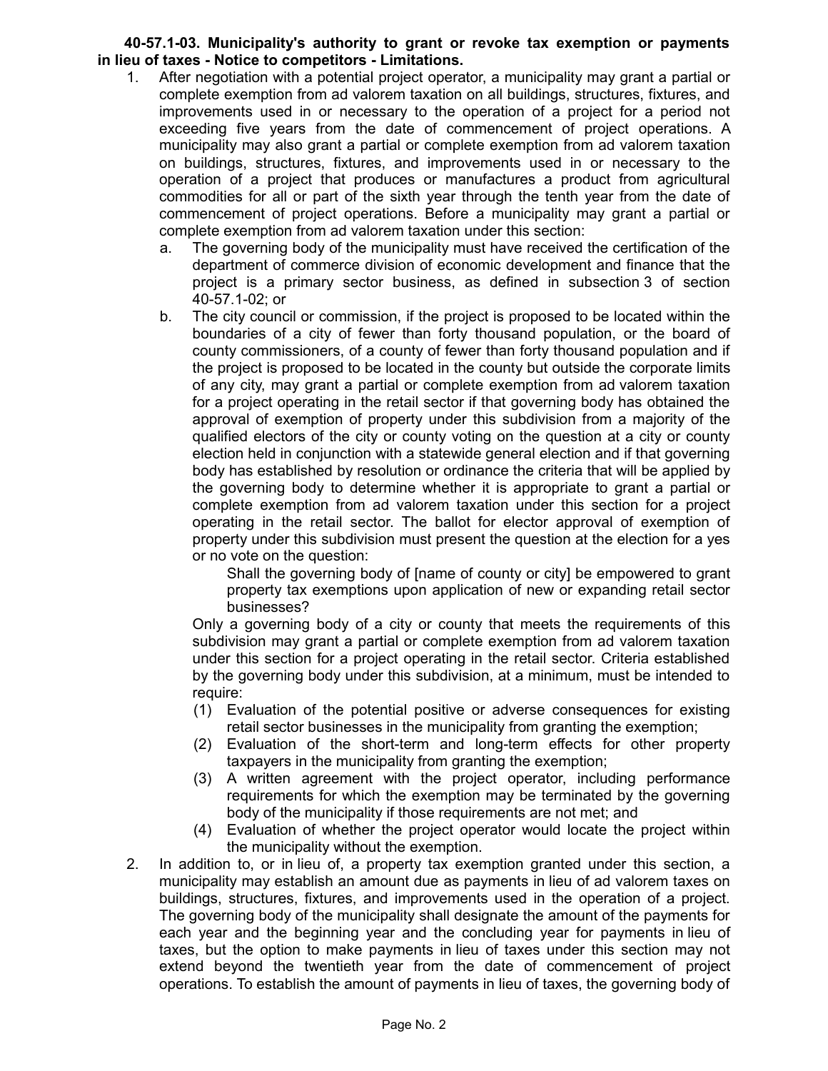**40-57.1-03. Municipality's authority to grant or revoke tax exemption or payments in lieu of taxes - Notice to competitors - Limitations.**

1. After negotiation with a potential project operator, a municipality may grant a partial or complete exemption from ad valorem taxation on all buildings, structures, fixtures, and improvements used in or necessary to the operation of a project for a period not exceeding five years from the date of commencement of project operations. A municipality may also grant a partial or complete exemption from ad valorem taxation on buildings, structures, fixtures, and improvements used in or necessary to the operation of a project that produces or manufactures a product from agricultural commodities for all or part of the sixth year through the tenth year from the date of commencement of project operations. Before a municipality may grant a partial or complete exemption from ad valorem taxation under this section:
   a. The governing body of the municipality must have received the certification of the department of commerce division of economic development and finance that the project is a primary sector business, as defined in subsection 3 of section 40-57.1-02; or
   b. The city council or commission, if the project is proposed to be located within the boundaries of a city of fewer than forty thousand population, or the board of county commissioners, of a county of fewer than forty thousand population and if the project is proposed to be located in the county but outside the corporate limits of any city, may grant a partial or complete exemption from ad valorem taxation for a project operating in the retail sector if that governing body has obtained the approval of exemption of property under this subdivision from a majority of the qualified electors of the city or county voting on the question at a city or county election held in conjunction with a statewide general election and if that governing body has established by resolution or ordinance the criteria that will be applied by the governing body to determine whether it is appropriate to grant a partial or complete exemption from ad valorem taxation under this section for a project operating in the retail sector. The ballot for elector approval of exemption of property under this subdivision must present the question at the election for a yes or no vote on the question:

      Shall the governing body of [name of county or city] be empowered to grant property tax exemptions upon application of new or expanding retail sector businesses?

      Only a governing body of a city or county that meets the requirements of this subdivision may grant a partial or complete exemption from ad valorem taxation under this section for a project operating in the retail sector. Criteria established by the governing body under this subdivision, at a minimum, must be intended to require:
      (1) Evaluation of the potential positive or adverse consequences for existing retail sector businesses in the municipality from granting the exemption;
      (2) Evaluation of the short-term and long-term effects for other property taxpayers in the municipality from granting the exemption;
      (3) A written agreement with the project operator, including performance requirements for which the exemption may be terminated by the governing body of the municipality if those requirements are not met; and
      (4) Evaluation of whether the project operator would locate the project within the municipality without the exemption.
2. In addition to, or in lieu of, a property tax exemption granted under this section, a municipality may establish an amount due as payments in lieu of ad valorem taxes on buildings, structures, fixtures, and improvements used in the operation of a project. The governing body of the municipality shall designate the amount of the payments for each year and the beginning year and the concluding year for payments in lieu of taxes, but the option to make payments in lieu of taxes under this section may not extend beyond the twentieth year from the date of commencement of project operations. To establish the amount of payments in lieu of taxes, the governing body of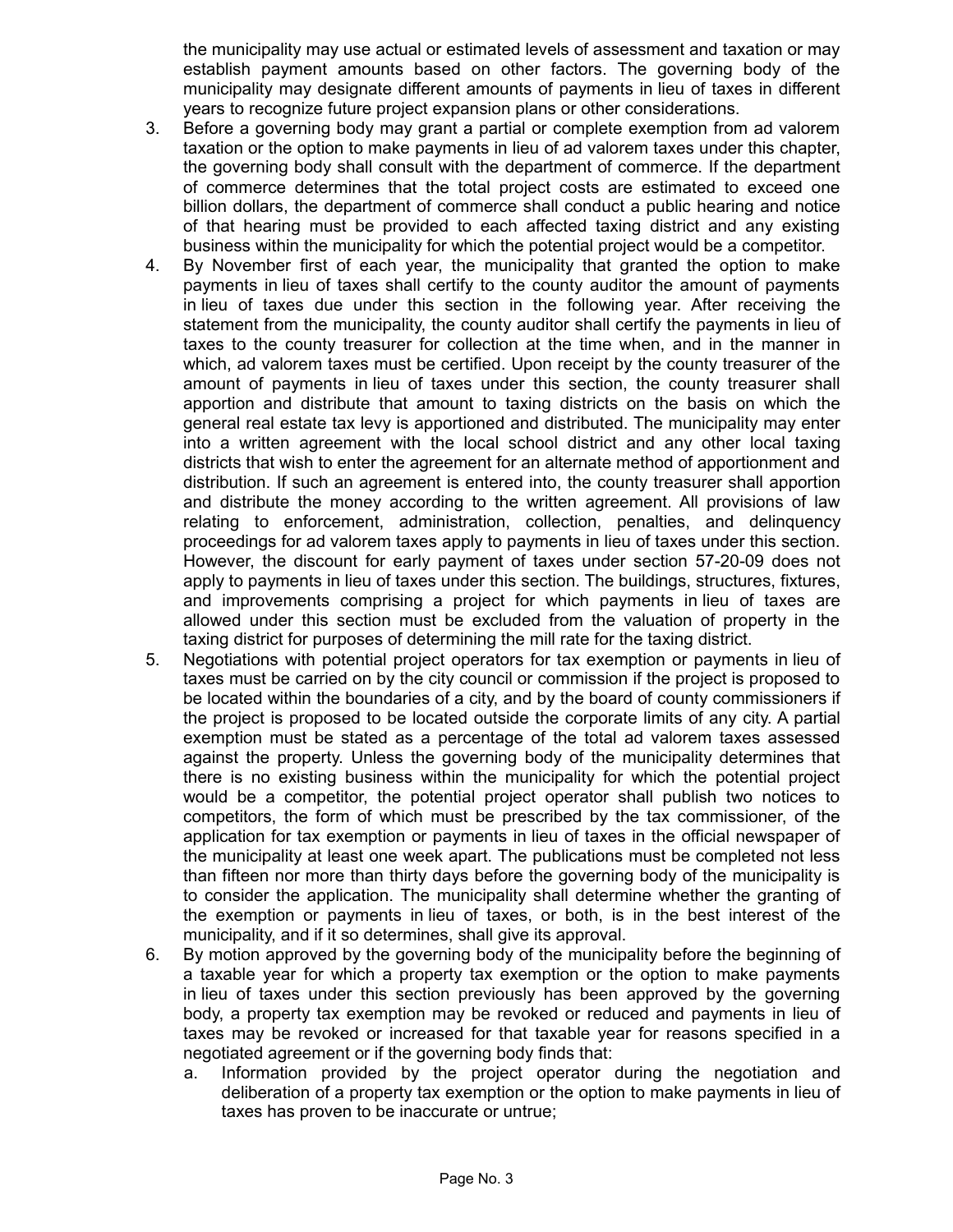the municipality may use actual or estimated levels of assessment and taxation or may establish payment amounts based on other factors. The governing body of the municipality may designate different amounts of payments in lieu of taxes in different years to recognize future project expansion plans or other considerations.

3. Before a governing body may grant a partial or complete exemption from ad valorem taxation or the option to make payments in lieu of ad valorem taxes under this chapter, the governing body shall consult with the department of commerce. If the department of commerce determines that the total project costs are estimated to exceed one billion dollars, the department of commerce shall conduct a public hearing and notice of that hearing must be provided to each affected taxing district and any existing business within the municipality for which the potential project would be a competitor.
4. By November first of each year, the municipality that granted the option to make payments in lieu of taxes shall certify to the county auditor the amount of payments in lieu of taxes due under this section in the following year. After receiving the statement from the municipality, the county auditor shall certify the payments in lieu of taxes to the county treasurer for collection at the time when, and in the manner in which, ad valorem taxes must be certified. Upon receipt by the county treasurer of the amount of payments in lieu of taxes under this section, the county treasurer shall apportion and distribute that amount to taxing districts on the basis on which the general real estate tax levy is apportioned and distributed. The municipality may enter into a written agreement with the local school district and any other local taxing districts that wish to enter the agreement for an alternate method of apportionment and distribution. If such an agreement is entered into, the county treasurer shall apportion and distribute the money according to the written agreement. All provisions of law relating to enforcement, administration, collection, penalties, and delinquency proceedings for ad valorem taxes apply to payments in lieu of taxes under this section. However, the discount for early payment of taxes under section 57-20-09 does not apply to payments in lieu of taxes under this section. The buildings, structures, fixtures, and improvements comprising a project for which payments in lieu of taxes are allowed under this section must be excluded from the valuation of property in the taxing district for purposes of determining the mill rate for the taxing district.
5. Negotiations with potential project operators for tax exemption or payments in lieu of taxes must be carried on by the city council or commission if the project is proposed to be located within the boundaries of a city, and by the board of county commissioners if the project is proposed to be located outside the corporate limits of any city. A partial exemption must be stated as a percentage of the total ad valorem taxes assessed against the property. Unless the governing body of the municipality determines that there is no existing business within the municipality for which the potential project would be a competitor, the potential project operator shall publish two notices to competitors, the form of which must be prescribed by the tax commissioner, of the application for tax exemption or payments in lieu of taxes in the official newspaper of the municipality at least one week apart. The publications must be completed not less than fifteen nor more than thirty days before the governing body of the municipality is to consider the application. The municipality shall determine whether the granting of the exemption or payments in lieu of taxes, or both, is in the best interest of the municipality, and if it so determines, shall give its approval.
6. By motion approved by the governing body of the municipality before the beginning of a taxable year for which a property tax exemption or the option to make payments in lieu of taxes under this section previously has been approved by the governing body, a property tax exemption may be revoked or reduced and payments in lieu of taxes may be revoked or increased for that taxable year for reasons specified in a negotiated agreement or if the governing body finds that:
   a. Information provided by the project operator during the negotiation and deliberation of a property tax exemption or the option to make payments in lieu of taxes has proven to be inaccurate or untrue;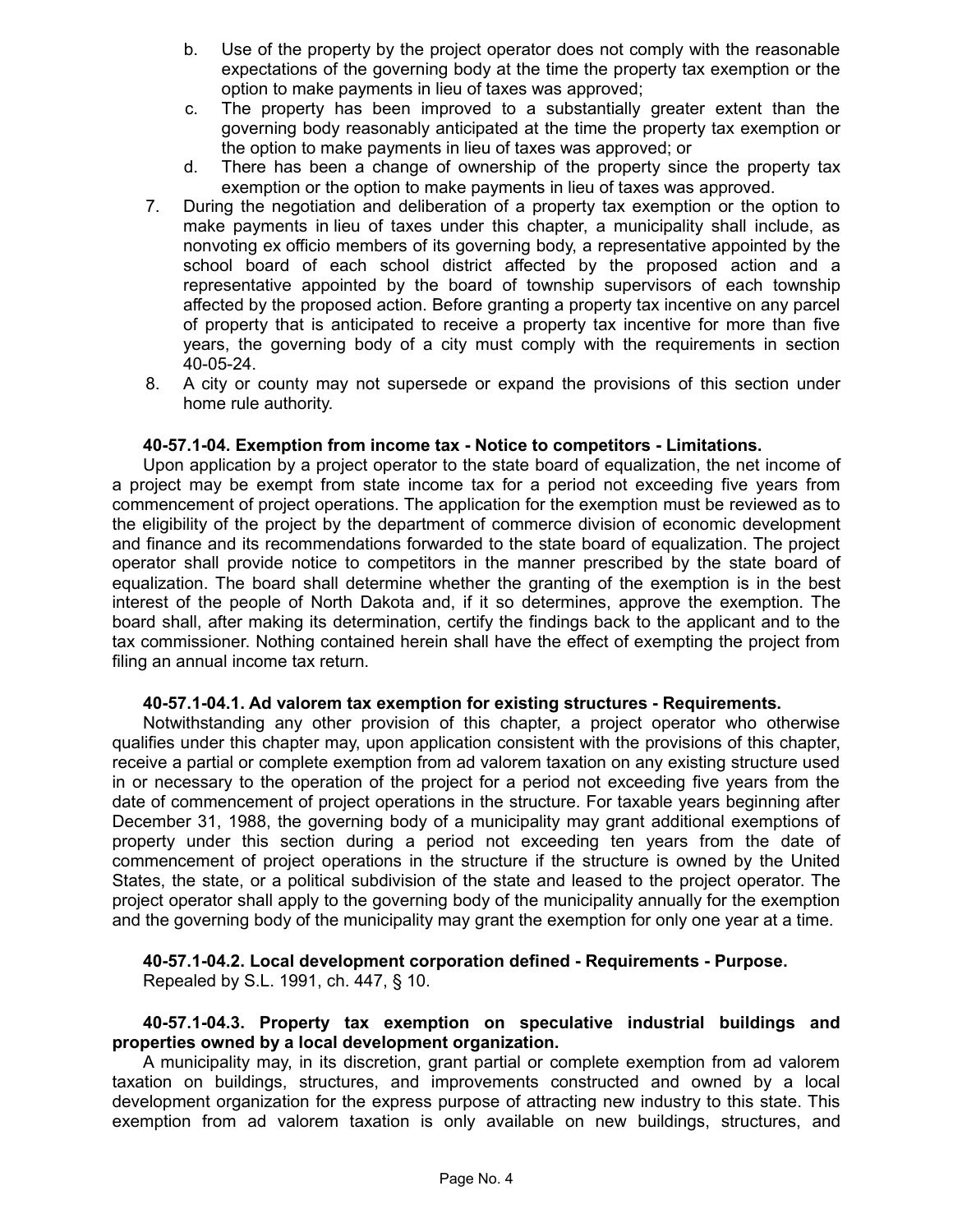b. Use of the property by the project operator does not comply with the reasonable expectations of the governing body at the time the property tax exemption or the option to make payments in lieu of taxes was approved;

c. The property has been improved to a substantially greater extent than the governing body reasonably anticipated at the time the property tax exemption or the option to make payments in lieu of taxes was approved; or

d. There has been a change of ownership of the property since the property tax exemption or the option to make payments in lieu of taxes was approved.

7. During the negotiation and deliberation of a property tax exemption or the option to make payments in lieu of taxes under this chapter, a municipality shall include, as nonvoting ex officio members of its governing body, a representative appointed by the school board of each school district affected by the proposed action and a representative appointed by the board of township supervisors of each township affected by the proposed action. Before granting a property tax incentive on any parcel of property that is anticipated to receive a property tax incentive for more than five years, the governing body of a city must comply with the requirements in section 40-05-24.

8. A city or county may not supersede or expand the provisions of this section under home rule authority.

**40-57.1-04. Exemption from income tax - Notice to competitors - Limitations.**

Upon application by a project operator to the state board of equalization, the net income of a project may be exempt from state income tax for a period not exceeding five years from commencement of project operations. The application for the exemption must be reviewed as to the eligibility of the project by the department of commerce division of economic development and finance and its recommendations forwarded to the state board of equalization. The project operator shall provide notice to competitors in the manner prescribed by the state board of equalization. The board shall determine whether the granting of the exemption is in the best interest of the people of North Dakota and, if it so determines, approve the exemption. The board shall, after making its determination, certify the findings back to the applicant and to the tax commissioner. Nothing contained herein shall have the effect of exempting the project from filing an annual income tax return.

**40-57.1-04.1. Ad valorem tax exemption for existing structures - Requirements.**

Notwithstanding any other provision of this chapter, a project operator who otherwise qualifies under this chapter may, upon application consistent with the provisions of this chapter, receive a partial or complete exemption from ad valorem taxation on any existing structure used in or necessary to the operation of the project for a period not exceeding five years from the date of commencement of project operations in the structure. For taxable years beginning after December 31, 1988, the governing body of a municipality may grant additional exemptions of property under this section during a period not exceeding ten years from the date of commencement of project operations in the structure if the structure is owned by the United States, the state, or a political subdivision of the state and leased to the project operator. The project operator shall apply to the governing body of the municipality annually for the exemption and the governing body of the municipality may grant the exemption for only one year at a time.

**40-57.1-04.2. Local development corporation defined - Requirements - Purpose.**

Repealed by S.L. 1991, ch. 447, § 10.

**40-57.1-04.3. Property tax exemption on speculative industrial buildings and properties owned by a local development organization.**

A municipality may, in its discretion, grant partial or complete exemption from ad valorem taxation on buildings, structures, and improvements constructed and owned by a local development organization for the express purpose of attracting new industry to this state. This exemption from ad valorem taxation is only available on new buildings, structures, and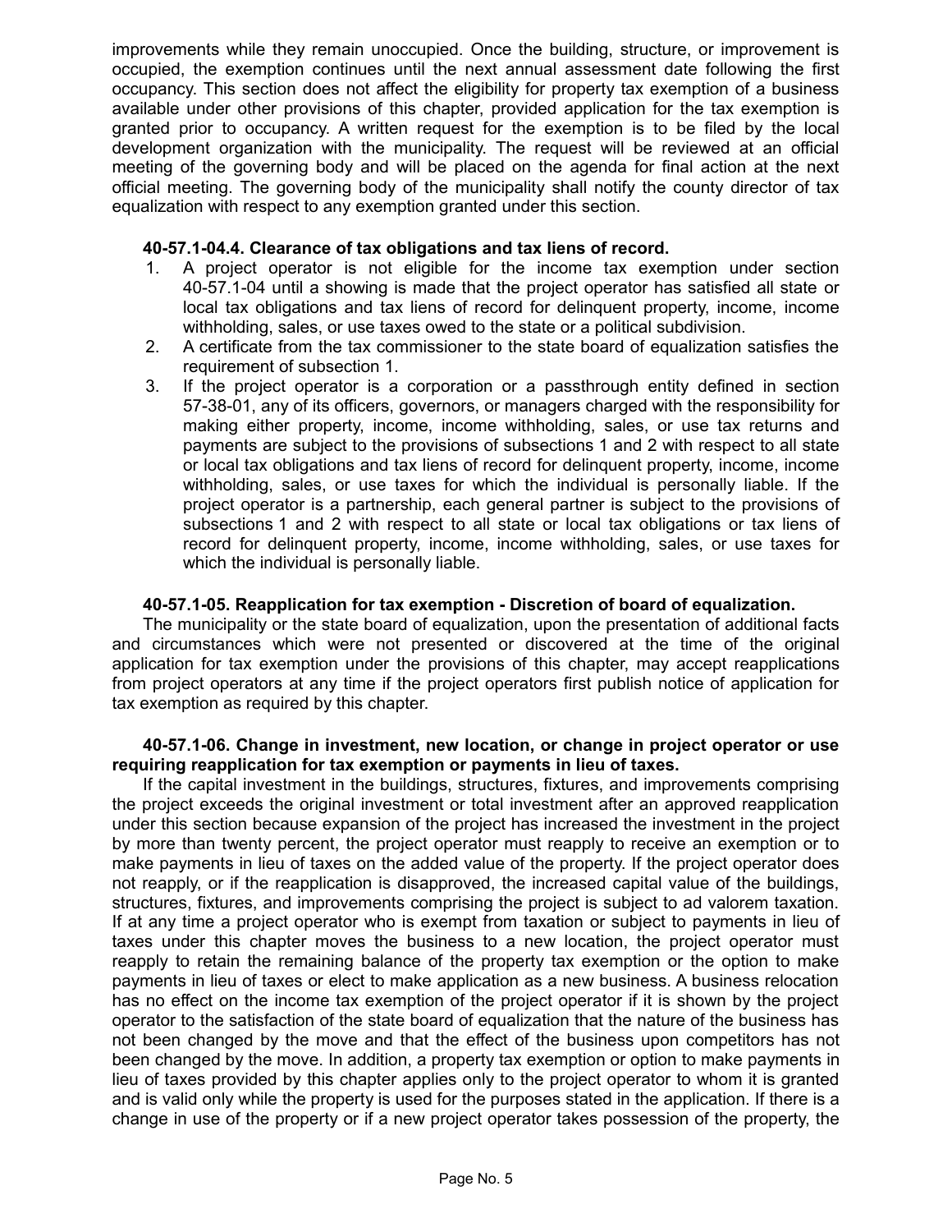improvements while they remain unoccupied. Once the building, structure, or improvement is occupied, the exemption continues until the next annual assessment date following the first occupancy. This section does not affect the eligibility for property tax exemption of a business available under other provisions of this chapter, provided application for the tax exemption is granted prior to occupancy. A written request for the exemption is to be filed by the local development organization with the municipality. The request will be reviewed at an official meeting of the governing body and will be placed on the agenda for final action at the next official meeting. The governing body of the municipality shall notify the county director of tax equalization with respect to any exemption granted under this section.

**40-57.1-04.4. Clearance of tax obligations and tax liens of record.**

1. A project operator is not eligible for the income tax exemption under section 40-57.1-04 until a showing is made that the project operator has satisfied all state or local tax obligations and tax liens of record for delinquent property, income, income withholding, sales, or use taxes owed to the state or a political subdivision.
2. A certificate from the tax commissioner to the state board of equalization satisfies the requirement of subsection 1.
3. If the project operator is a corporation or a passthrough entity defined in section 57-38-01, any of its officers, governors, or managers charged with the responsibility for making either property, income, income withholding, sales, or use tax returns and payments are subject to the provisions of subsections 1 and 2 with respect to all state or local tax obligations and tax liens of record for delinquent property, income, income withholding, sales, or use taxes for which the individual is personally liable. If the project operator is a partnership, each general partner is subject to the provisions of subsections 1 and 2 with respect to all state or local tax obligations or tax liens of record for delinquent property, income, income withholding, sales, or use taxes for which the individual is personally liable.

**40-57.1-05. Reapplication for tax exemption - Discretion of board of equalization.**

The municipality or the state board of equalization, upon the presentation of additional facts and circumstances which were not presented or discovered at the time of the original application for tax exemption under the provisions of this chapter, may accept reapplications from project operators at any time if the project operators first publish notice of application for tax exemption as required by this chapter.

**40-57.1-06. Change in investment, new location, or change in project operator or use requiring reapplication for tax exemption or payments in lieu of taxes.**

If the capital investment in the buildings, structures, fixtures, and improvements comprising the project exceeds the original investment or total investment after an approved reapplication under this section because expansion of the project has increased the investment in the project by more than twenty percent, the project operator must reapply to receive an exemption or to make payments in lieu of taxes on the added value of the property. If the project operator does not reapply, or if the reapplication is disapproved, the increased capital value of the buildings, structures, fixtures, and improvements comprising the project is subject to ad valorem taxation. If at any time a project operator who is exempt from taxation or subject to payments in lieu of taxes under this chapter moves the business to a new location, the project operator must reapply to retain the remaining balance of the property tax exemption or the option to make payments in lieu of taxes or elect to make application as a new business. A business relocation has no effect on the income tax exemption of the project operator if it is shown by the project operator to the satisfaction of the state board of equalization that the nature of the business has not been changed by the move and that the effect of the business upon competitors has not been changed by the move. In addition, a property tax exemption or option to make payments in lieu of taxes provided by this chapter applies only to the project operator to whom it is granted and is valid only while the property is used for the purposes stated in the application. If there is a change in use of the property or if a new project operator takes possession of the property, the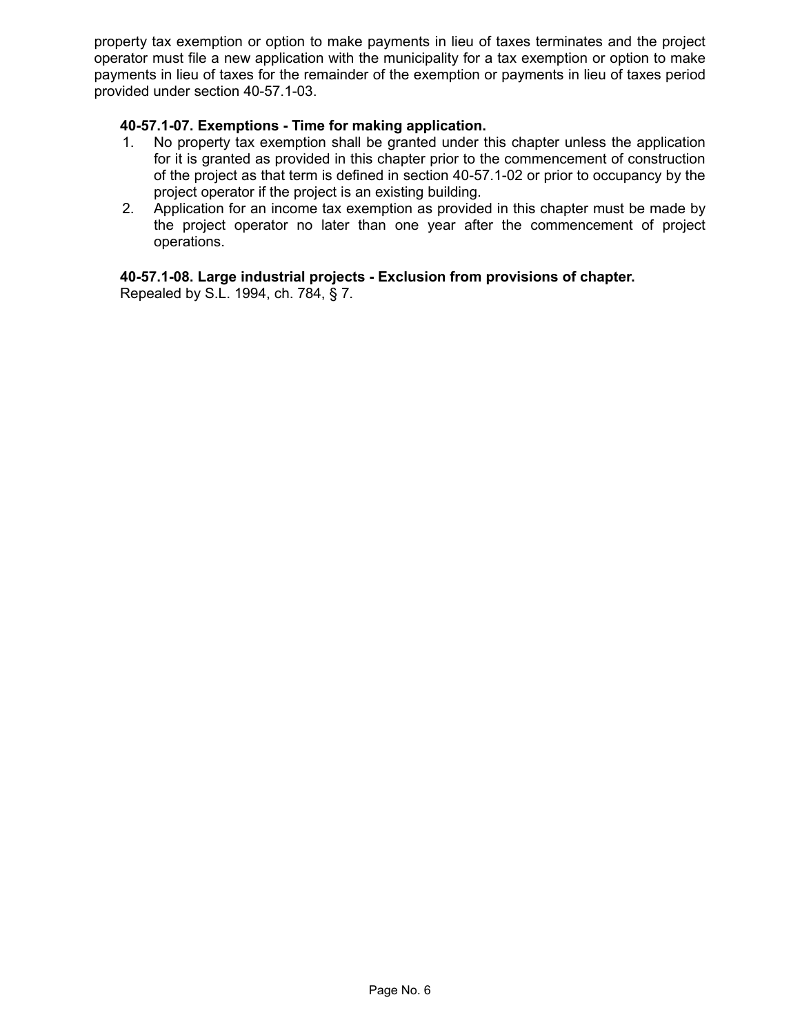property tax exemption or option to make payments in lieu of taxes terminates and the project operator must file a new application with the municipality for a tax exemption or option to make payments in lieu of taxes for the remainder of the exemption or payments in lieu of taxes period provided under section 40-57.1-03.

**40-57.1-07. Exemptions - Time for making application.**

1. No property tax exemption shall be granted under this chapter unless the application for it is granted as provided in this chapter prior to the commencement of construction of the project as that term is defined in section 40-57.1-02 or prior to occupancy by the project operator if the project is an existing building.
2. Application for an income tax exemption as provided in this chapter must be made by the project operator no later than one year after the commencement of project operations.

**40-57.1-08. Large industrial projects - Exclusion from provisions of chapter.**

Repealed by S.L. 1994, ch. 784, § 7.